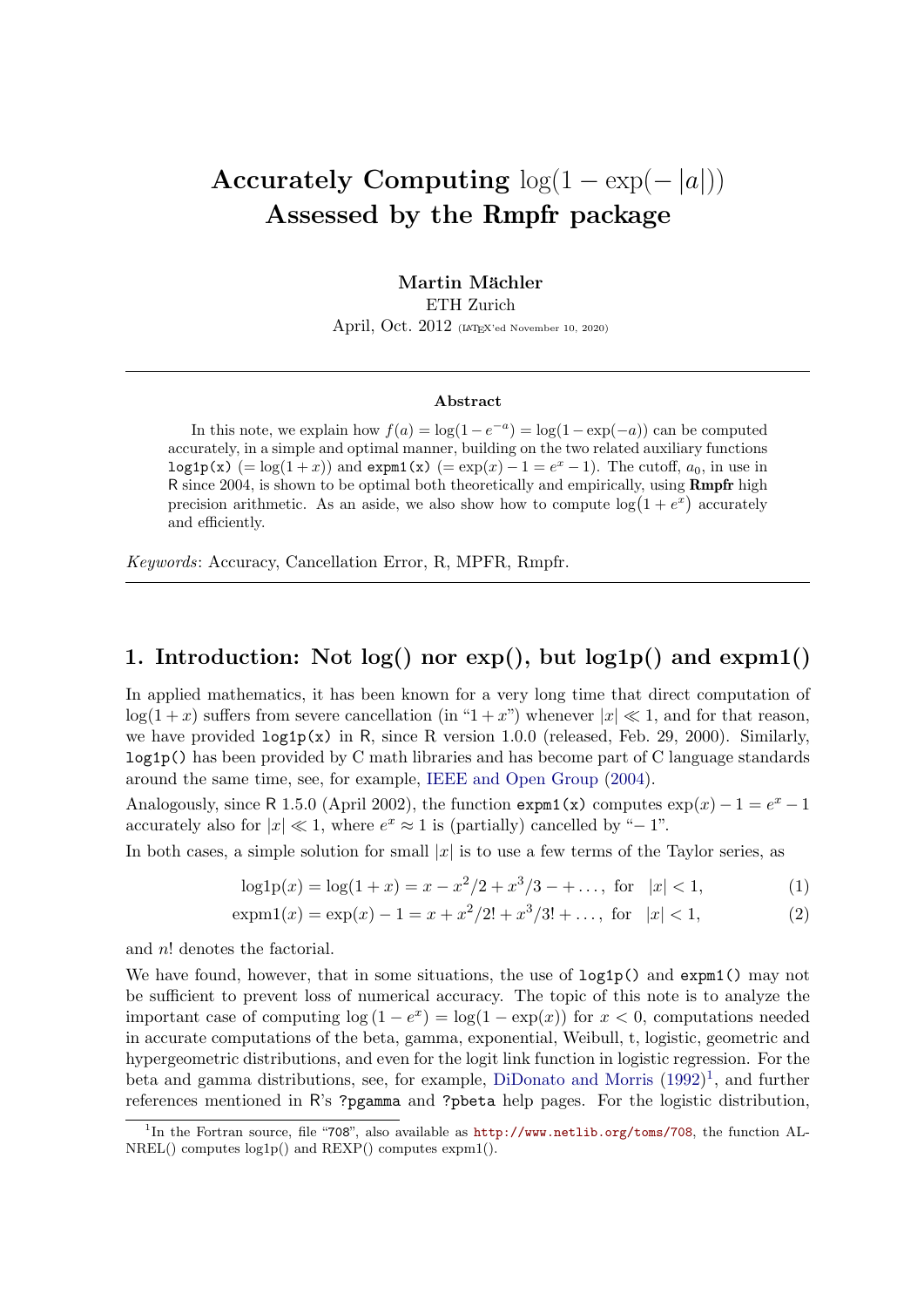# Accurately Computing $\log(1 - \exp(-|a|))$ Assessed by the Rmpfr package

**Martin Mächler**
ETH Zurich
April, Oct. 2012 (LaTeX'ed November 10, 2020)

---

**Abstract**

In this note, we explain how $f(a) = \log(1 - e^{-a}) = \log(1 - \exp(-a))$ can be computed accurately, in a simple and optimal manner, building on the two related auxiliary functions `log1p(x)` ($= \log(1 + x)$) and `expm1(x)` ($= \exp(x) - 1 = e^x - 1$). The cutoff, $a_0$, in use in R since 2004, is shown to be optimal both theoretically and empirically, using **Rmpfr** high precision arithmetic. As an aside, we also show how to compute $\log(1 + e^x)$ accurately and efficiently.

*Keywords*: Accuracy, Cancellation Error, R, MPFR, Rmpfr.

---

## 1. Introduction: Not log() nor exp(), but log1p() and expm1()

In applied mathematics, it has been known for a very long time that direct computation of $\log(1 + x)$ suffers from severe cancellation (in "$1 + x$") whenever $|x| \ll 1$, and for that reason, we have provided `log1p(x)` in R, since R version 1.0.0 (released, Feb. 29, 2000). Similarly, `log1p()` has been provided by C math libraries and has become part of C language standards around the same time, see, for example, IEEE and Open Group (2004).

Analogously, since R 1.5.0 (April 2002), the function `expm1(x)` computes $\exp(x) - 1 = e^x - 1$ accurately also for $|x| \ll 1$, where $e^x \approx 1$ is (partially) cancelled by "$-1$".

In both cases, a simple solution for small $|x|$ is to use a few terms of the Taylor series, as

$$\text{log1p}(x) = \log(1 + x) = x - x^2/2 + x^3/3 - + \ldots, \text{ for } \quad |x| < 1, \tag{1}$$

$$\text{expm1}(x) = \exp(x) - 1 = x + x^2/2! + x^3/3! + \ldots, \text{ for } \quad |x| < 1, \tag{2}$$

and $n!$ denotes the factorial.

We have found, however, that in some situations, the use of `log1p()` and `expm1()` may not be sufficient to prevent loss of numerical accuracy. The topic of this note is to analyze the important case of computing $\log(1 - e^x) = \log(1 - \exp(x))$ for $x < 0$, computations needed in accurate computations of the beta, gamma, exponential, Weibull, t, logistic, geometric and hypergeometric distributions, and even for the logit link function in logistic regression. For the beta and gamma distributions, see, for example, DiDonato and Morris (1992)[1], and further references mentioned in R's `?pgamma` and `?pbeta` help pages. For the logistic distribution,

---

[1] In the Fortran source, file "708", also available as http://www.netlib.org/toms/708, the function ALNREL() computes log1p() and REXP() computes expm1().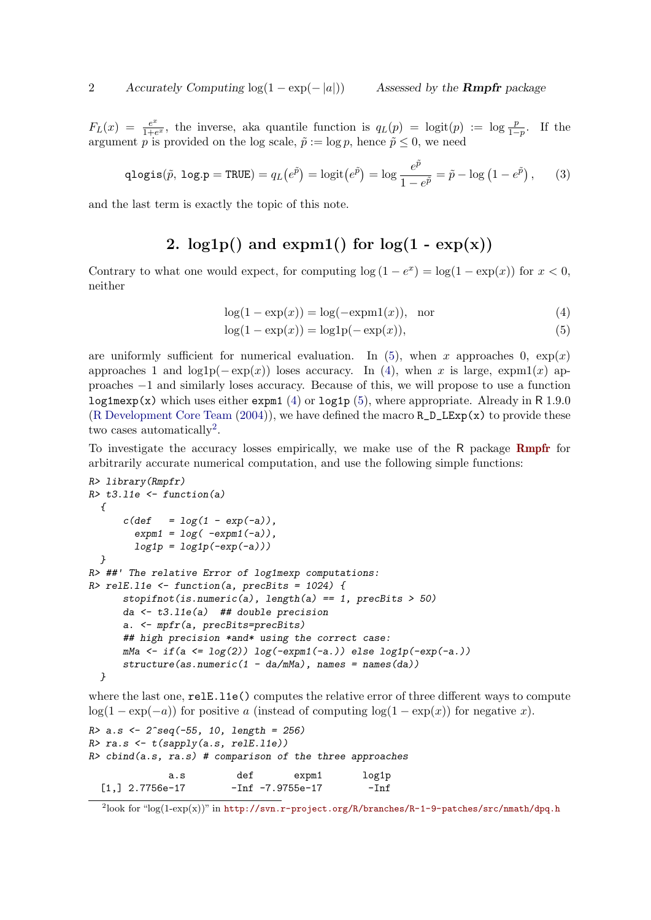$F_L(x) = \frac{e^x}{1+e^x}$, the inverse, aka quantile function is $q_L(p) = \text{logit}(p) := \log \frac{p}{1-p}$. If the argument $p$ is provided on the log scale, $\tilde{p} := \log p$, hence $\tilde{p} \le 0$, we need

$$\texttt{qlogis}(\tilde{p},\ \texttt{log.p = TRUE}) = q_L\big(e^{\tilde{p}}\big) = \text{logit}\big(e^{\tilde{p}}\big) = \log \frac{e^{\tilde{p}}}{1 - e^{\tilde{p}}} = \tilde{p} - \log\left(1 - e^{\tilde{p}}\right), \tag{3}$$

and the last term is exactly the topic of this note.

## 2. log1p() and expm1() for log(1 - exp(x))

Contrary to what one would expect, for computing $\log(1 - e^x) = \log(1 - \exp(x))$ for $x < 0$, neither

$$\log(1 - \exp(x)) = \log(-\text{expm1}(x)), \quad \text{nor} \tag{4}$$

$$\log(1 - \exp(x)) = \text{log1p}(-\exp(x)), \tag{5}$$

are uniformly sufficient for numerical evaluation. In (5), when $x$ approaches 0, $\exp(x)$ approaches 1 and $\text{log1p}(-\exp(x))$ loses accuracy. In (4), when $x$ is large, $\text{expm1}(x)$ approaches $-1$ and similarly loses accuracy. Because of this, we will propose to use a function `log1mexp(x)` which uses either `expm1` (4) or `log1p` (5), where appropriate. Already in R 1.9.0 (R Development Core Team (2004)), we have defined the macro `R_D_LExp(x)` to provide these two cases automatically[2].

To investigate the accuracy losses empirically, we make use of the R package **Rmpfr** for arbitrarily accurate numerical computation, and use the following simple functions:

```
R> library(Rmpfr)
R> t3.l1e <- function(a)
  {
      c(def   = log(1 - exp(-a)),
        expm1 = log( -expm1(-a)),
        log1p = log1p(-exp(-a)))
  }
R> ##' The relative Error of log1mexp computations:
R> relE.l1e <- function(a, precBits = 1024) {
      stopifnot(is.numeric(a), length(a) == 1, precBits > 50)
      da <- t3.l1e(a)  ## double precision
      a. <- mpfr(a, precBits=precBits)
      ## high precision *and* using the correct case:
      mMa <- if(a <= log(2)) log(-expm1(-a.)) else log1p(-exp(-a.))
      structure(as.numeric(1 - da/mMa), names = names(da))
  }
```

where the last one, `relE.l1e()` computes the relative error of three different ways to compute $\log(1 - \exp(-a))$ for positive $a$ (instead of computing $\log(1 - \exp(x))$ for negative $x$).

```
R> a.s <- 2^seq(-55, 10, length = 256)
R> ra.s <- t(sapply(a.s, relE.l1e))
R> cbind(a.s, ra.s) # comparison of the three approaches

             a.s        def       expm1      log1p
  [1,] 2.7756e-17       -Inf -7.9755e-17       -Inf
```

[2] look for "log(1-exp(x))" in http://svn.r-project.org/R/branches/R-1-9-patches/src/nmath/dpq.h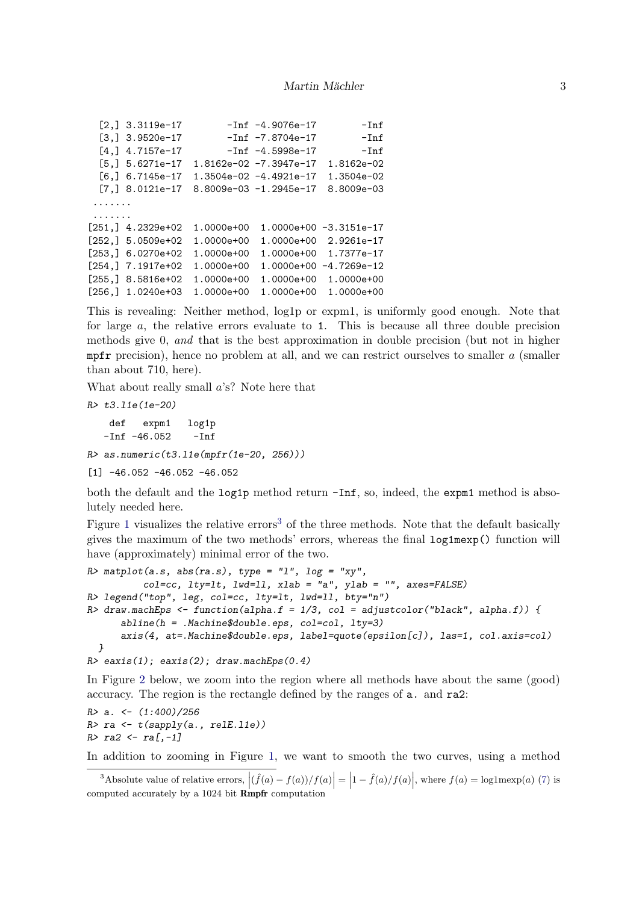```
  [2,] 3.3119e-17        -Inf -4.9076e-17        -Inf
  [3,] 3.9520e-17        -Inf -7.8704e-17        -Inf
  [4,] 4.7157e-17        -Inf -4.5998e-17        -Inf
  [5,] 5.6271e-17  1.8162e-02 -7.3947e-17  1.8162e-02
  [6,] 6.7145e-17  1.3504e-02 -4.4921e-17  1.3504e-02
  [7,] 8.0121e-17  8.8009e-03 -1.2945e-17  8.8009e-03
 .......
 .......
[251,] 4.2329e+02  1.0000e+00  1.0000e+00 -3.3151e-17
[252,] 5.0509e+02  1.0000e+00  1.0000e+00  2.9261e-17
[253,] 6.0270e+02  1.0000e+00  1.0000e+00  1.7377e-17
[254,] 7.1917e+02  1.0000e+00  1.0000e+00 -4.7269e-12
[255,] 8.5816e+02  1.0000e+00  1.0000e+00  1.0000e+00
[256,] 1.0240e+03  1.0000e+00  1.0000e+00  1.0000e+00
```

This is revealing: Neither method, log1p or expm1, is uniformly good enough. Note that for large $a$, the relative errors evaluate to `1`. This is because all three double precision methods give 0, *and* that is the best approximation in double precision (but not in higher `mpfr` precision), hence no problem at all, and we can restrict ourselves to smaller $a$ (smaller than about 710, here).

What about really small $a$'s? Note here that

```
R> t3.l1e(1e-20)

    def   expm1   log1p
   -Inf -46.052    -Inf

R> as.numeric(t3.l1e(mpfr(1e-20, 256)))

[1] -46.052 -46.052 -46.052
```

both the default and the `log1p` method return `-Inf`, so, indeed, the `expm1` method is absolutely needed here.

Figure 1 visualizes the relative errors[3] of the three methods. Note that the default basically gives the maximum of the two methods' errors, whereas the final `log1mexp()` function will have (approximately) minimal error of the two.

```
R> matplot(a.s, abs(ra.s), type = "l", log = "xy",
          col=cc, lty=lt, lwd=ll, xlab = "a", ylab = "", axes=FALSE)
R> legend("top", leg, col=cc, lty=lt, lwd=ll, bty="n")
R> draw.machEps <- function(alpha.f = 1/3, col = adjustcolor("black", alpha.f)) {
      abline(h = .Machine$double.eps, col=col, lty=3)
      axis(4, at=.Machine$double.eps, label=quote(epsilon[c]), las=1, col.axis=col)
  }
R> eaxis(1); eaxis(2); draw.machEps(0.4)
```

In Figure 2 below, we zoom into the region where all methods have about the same (good) accuracy. The region is the rectangle defined by the ranges of `a.` and `ra2`:

```
R> a. <- (1:400)/256
R> ra <- t(sapply(a., relE.l1e))
R> ra2 <- ra[,-1]
```

In addition to zooming in Figure 1, we want to smooth the two curves, using a method

[3] Absolute value of relative errors, $\left|(\hat{f}(a) - f(a))/f(a)\right| = \left|1 - \hat{f}(a)/f(a)\right|$, where $f(a) = \mathrm{log1mexp}(a)$ (7) is computed accurately by a 1024 bit **Rmpfr** computation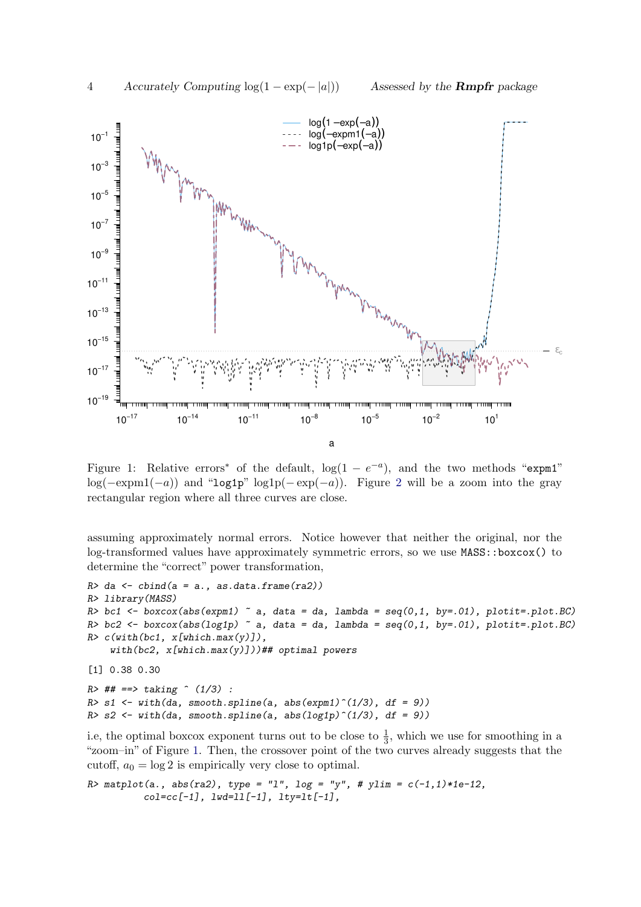Figure 1: Relative errors* of the default, $\log(1 - e^{-a})$, and the two methods "expm1" $\log(-\text{expm1}(-a))$ and "log1p" $\text{log1p}(-\exp(-a))$. Figure 2 will be a zoom into the gray rectangular region where all three curves are close.

assuming approximately normal errors. Notice however that neither the original, nor the log-transformed values have approximately symmetric errors, so we use `MASS::boxcox()` to determine the "correct" power transformation,

```
R> da <- cbind(a = a., as.data.frame(ra2))
R> library(MASS)
R> bc1 <- boxcox(abs(expm1) ~ a, data = da, lambda = seq(0,1, by=.01), plotit=.plot.BC)
R> bc2 <- boxcox(abs(log1p) ~ a, data = da, lambda = seq(0,1, by=.01), plotit=.plot.BC)
R> c(with(bc1, x[which.max(y)]),
     with(bc2, x[which.max(y)]))## optimal powers

[1] 0.38 0.30

R> ## ==> taking ^ (1/3) :
R> s1 <- with(da, smooth.spline(a, abs(expm1)^(1/3), df = 9))
R> s2 <- with(da, smooth.spline(a, abs(log1p)^(1/3), df = 9))
```

i.e, the optimal boxcox exponent turns out to be close to $\frac{1}{3}$, which we use for smoothing in a "zoom–in" of Figure 1. Then, the crossover point of the two curves already suggests that the cutoff, $a_0 = \log 2$ is empirically very close to optimal.

```
R> matplot(a., abs(ra2), type = "l", log = "y", # ylim = c(-1,1)*1e-12,
           col=cc[-1], lwd=ll[-1], lty=lt[-1],
```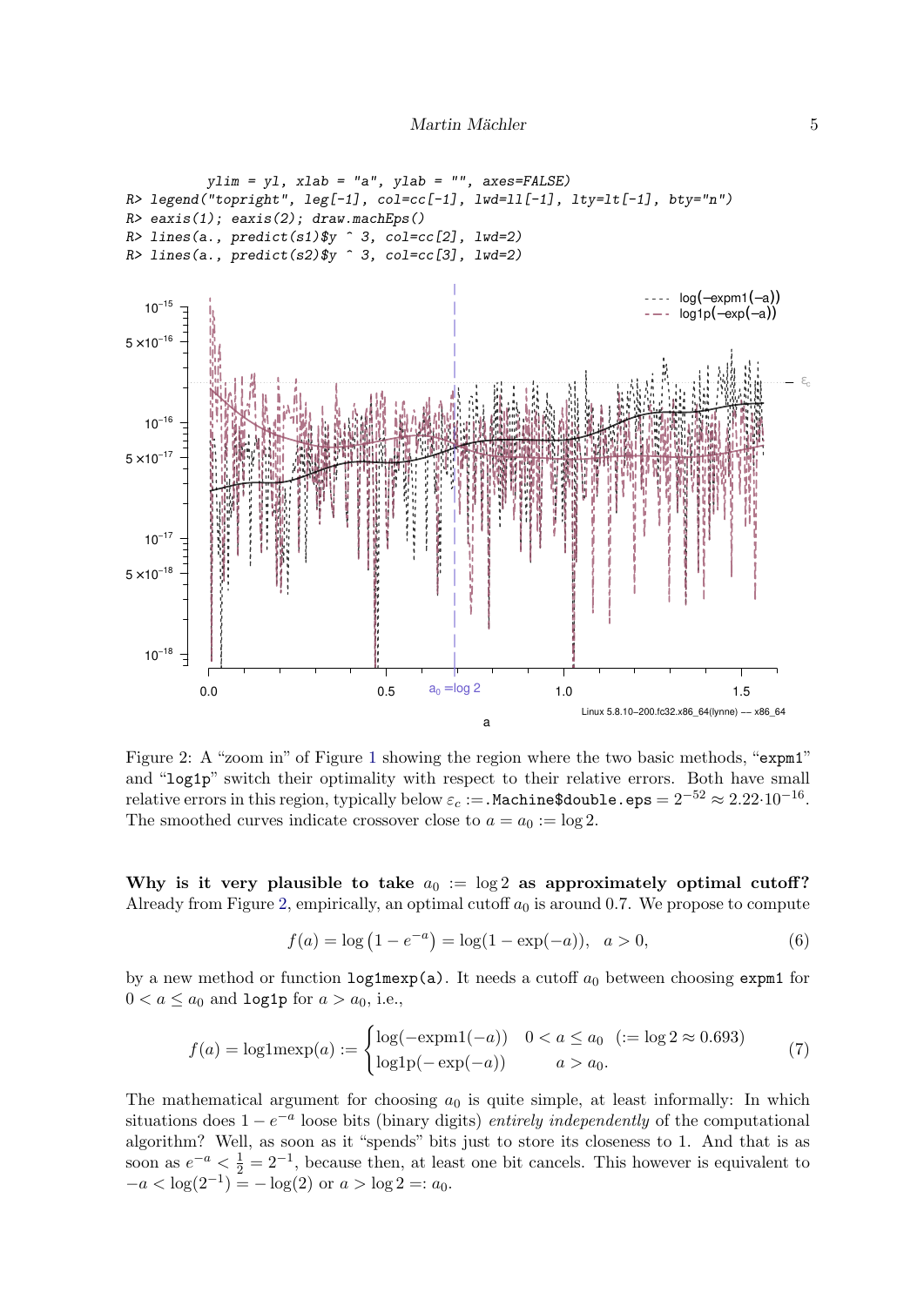```
           ylim = yl, xlab = "a", ylab = "", axes=FALSE)
R> legend("topright", leg[-1], col=cc[-1], lwd=ll[-1], lty=lt[-1], bty="n")
R> eaxis(1); eaxis(2); draw.machEps()
R> lines(a., predict(s1)$y ^ 3, col=cc[2], lwd=2)
R> lines(a., predict(s2)$y ^ 3, col=cc[3], lwd=2)
```

Figure 2: A "zoom in" of Figure 1 showing the region where the two basic methods, "`expm1`" and "`log1p`" switch their optimality with respect to their relative errors. Both have small relative errors in this region, typically below $\varepsilon_c :=$ `.Machine$double.eps` $= 2^{-52} \approx 2.22 \cdot 10^{-16}$. The smoothed curves indicate crossover close to $a = a_0 := \log 2$.

**Why is it very plausible to take $a_0 := \log 2$ as approximately optimal cutoff?** Already from Figure 2, empirically, an optimal cutoff $a_0$ is around 0.7. We propose to compute

$$f(a) = \log\left(1 - e^{-a}\right) = \log(1 - \exp(-a)), \quad a > 0, \tag{6}$$

by a new method or function `log1mexp(a)`. It needs a cutoff $a_0$ between choosing `expm1` for $0 < a \le a_0$ and `log1p` for $a > a_0$, i.e.,

$$f(a) = \mathrm{log1mexp}(a) := \begin{cases} \log(-\mathrm{expm1}(-a)) & 0 < a \le a_0 \quad (:= \log 2 \approx 0.693) \\ \mathrm{log1p}(-\exp(-a)) & \quad a > a_0. \end{cases} \tag{7}$$

The mathematical argument for choosing $a_0$ is quite simple, at least informally: In which situations does $1 - e^{-a}$ loose bits (binary digits) *entirely independently* of the computational algorithm? Well, as soon as it "spends" bits just to store its closeness to 1. And that is as soon as $e^{-a} < \frac{1}{2} = 2^{-1}$, because then, at least one bit cancels. This however is equivalent to $-a < \log(2^{-1}) = -\log(2)$ or $a > \log 2 =: a_0$.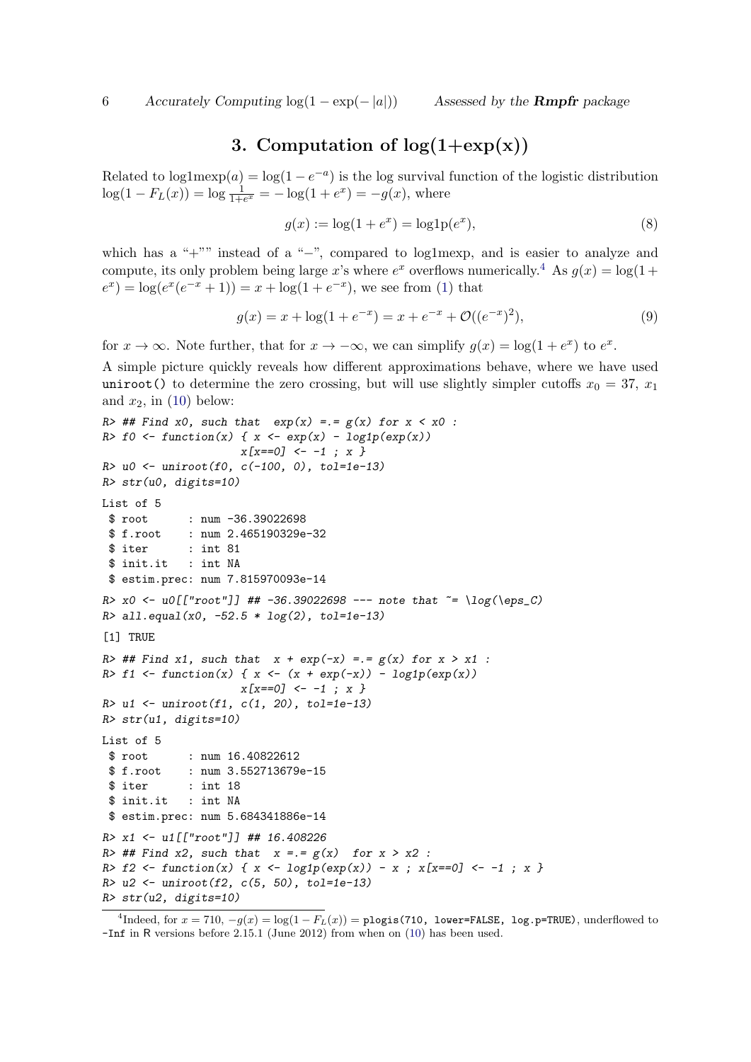## 3. Computation of log(1+exp(x))

Related to $\text{log1mexp}(a) = \log(1 - e^{-a})$ is the log survival function of the logistic distribution $\log(1 - F_L(x)) = \log \frac{1}{1+e^x} = -\log(1 + e^x) = -g(x)$, where

$$g(x) := \log(1 + e^x) = \text{log1p}(e^x), \tag{8}$$

which has a "+"" instead of a "−", compared to log1mexp, and is easier to analyze and compute, its only problem being large $x$'s where $e^x$ overflows numerically.[4] As $g(x) = \log(1 + e^x) = \log(e^x(e^{-x} + 1)) = x + \log(1 + e^{-x})$, we see from (1) that

$$g(x) = x + \log(1 + e^{-x}) = x + e^{-x} + \mathcal{O}((e^{-x})^2), \tag{9}$$

for $x \to \infty$. Note further, that for $x \to -\infty$, we can simplify $g(x) = \log(1 + e^x)$ to $e^x$.

A simple picture quickly reveals how different approximations behave, where we have used `uniroot()` to determine the zero crossing, but will use slightly simpler cutoffs $x_0 = 37$, $x_1$ and $x_2$, in (10) below:

```
R> ## Find x0, such that  exp(x) =.= g(x) for x < x0 :
R> f0 <- function(x) { x <- exp(x) - log1p(exp(x))
                       x[x==0] <- -1 ; x }
R> u0 <- uniroot(f0, c(-100, 0), tol=1e-13)
R> str(u0, digits=10)

List of 5
 $ root      : num -36.39022698
 $ f.root    : num 2.465190329e-32
 $ iter      : int 81
 $ init.it   : int NA
 $ estim.prec: num 7.815970093e-14

R> x0 <- u0[["root"]] ## -36.39022698 --- note that ~= \log(\eps_C)
R> all.equal(x0, -52.5 * log(2), tol=1e-13)

[1] TRUE

R> ## Find x1, such that  x + exp(-x) =.= g(x) for x > x1 :
R> f1 <- function(x) { x <- (x + exp(-x)) - log1p(exp(x))
                       x[x==0] <- -1 ; x }
R> u1 <- uniroot(f1, c(1, 20), tol=1e-13)
R> str(u1, digits=10)

List of 5
 $ root      : num 16.40822612
 $ f.root    : num 3.552713679e-15
 $ iter      : int 18
 $ init.it   : int NA
 $ estim.prec: num 5.684341886e-14

R> x1 <- u1[["root"]] ## 16.408226
R> ## Find x2, such that  x =.= g(x)  for x > x2 :
R> f2 <- function(x) { x <- log1p(exp(x)) - x ; x[x==0] <- -1 ; x }
R> u2 <- uniroot(f2, c(5, 50), tol=1e-13)
R> str(u2, digits=10)
```

[4] Indeed, for $x = 710$, $-g(x) = \log(1 - F_L(x)) =$ `plogis(710, lower=FALSE, log.p=TRUE)`, underflowed to `-Inf` in R versions before 2.15.1 (June 2012) from when on (10) has been used.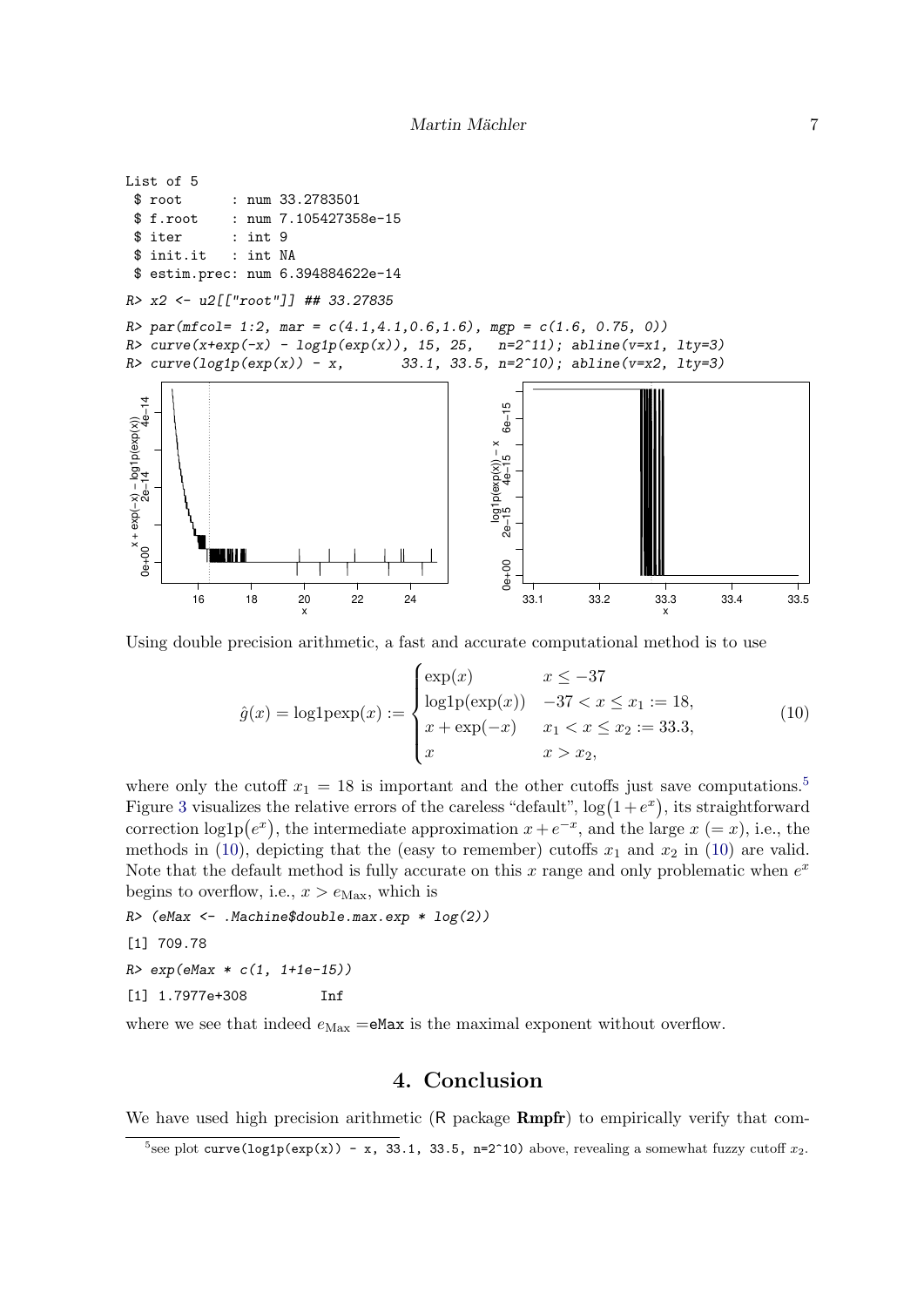```
List of 5
 $ root      : num 33.2783501
 $ f.root    : num 7.105427358e-15
 $ iter      : int 9
 $ init.it   : int NA
 $ estim.prec: num 6.394884622e-14
```

```
R> x2 <- u2[["root"]] ## 33.27835
R> par(mfcol= 1:2, mar = c(4.1,4.1,0.6,1.6), mgp = c(1.6, 0.75, 0))
R> curve(x+exp(-x) - log1p(exp(x)), 15, 25,   n=2^11); abline(v=x1, lty=3)
R> curve(log1p(exp(x)) - x,       33.1, 33.5, n=2^10); abline(v=x2, lty=3)
```

Using double precision arithmetic, a fast and accurate computational method is to use

$$\hat{g}(x) = \text{log1pexp}(x) := \begin{cases} \exp(x) & x \le -37 \\ \text{log1p}(\exp(x)) & -37 < x \le x_1 := 18, \\ x + \exp(-x) & x_1 < x \le x_2 := 33.3, \\ x & x > x_2, \end{cases} \tag{10}$$

where only the cutoff $x_1 = 18$ is important and the other cutoffs just save computations.[5] Figure 3 visualizes the relative errors of the careless "default", $\log\bigl(1+e^x\bigr)$, its straightforward correction $\text{log1p}\bigl(e^x\bigr)$, the intermediate approximation $x + e^{-x}$, and the large $x$ ($= x$), i.e., the methods in (10), depicting that the (easy to remember) cutoffs $x_1$ and $x_2$ in (10) are valid. Note that the default method is fully accurate on this $x$ range and only problematic when $e^x$ begins to overflow, i.e., $x > e_{\text{Max}}$, which is

```
R> (eMax <- .Machine$double.max.exp * log(2))
[1] 709.78
R> exp(eMax * c(1, 1+1e-15))
[1] 1.7977e+308         Inf
```

where we see that indeed $e_{\text{Max}}$ =`eMax` is the maximal exponent without overflow.

## 4. Conclusion

We have used high precision arithmetic (R package **Rmpfr**) to empirically verify that com-

[5] see plot `curve(log1p(exp(x)) - x, 33.1, 33.5, n=2^10)` above, revealing a somewhat fuzzy cutoff $x_2$.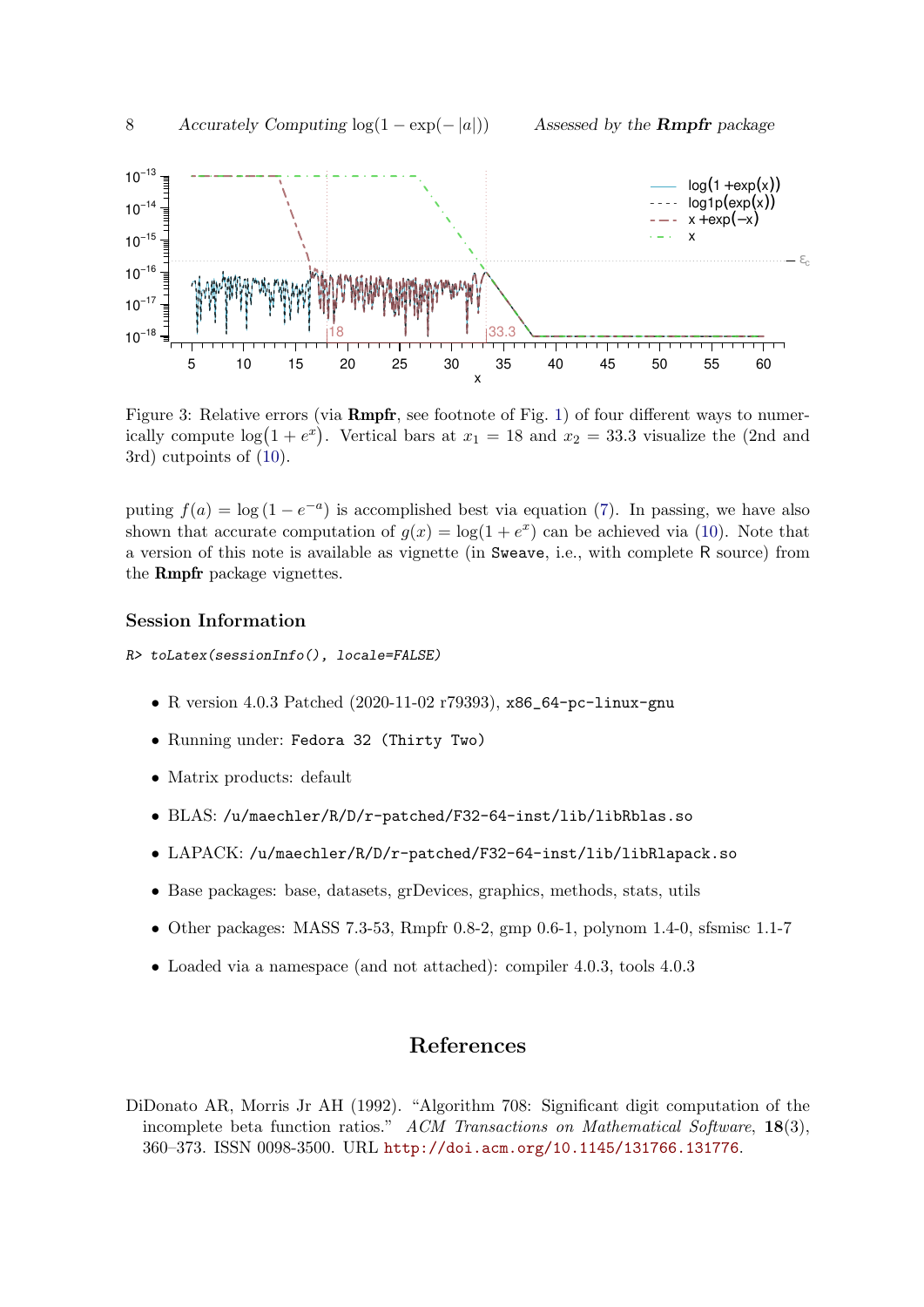Figure 3: Relative errors (via **Rmpfr**, see footnote of Fig. 1) of four different ways to numerically compute $\log(1 + e^x)$. Vertical bars at $x_1 = 18$ and $x_2 = 33.3$ visualize the (2nd and 3rd) cutpoints of (10).

puting $f(a) = \log(1 - e^{-a})$ is accomplished best via equation (7). In passing, we have also shown that accurate computation of $g(x) = \log(1 + e^x)$ can be achieved via (10). Note that a version of this note is available as vignette (in `Sweave`, i.e., with complete R source) from the **Rmpfr** package vignettes.

## Session Information

```
R> toLatex(sessionInfo(), locale=FALSE)
```

- R version 4.0.3 Patched (2020-11-02 r79393), `x86_64-pc-linux-gnu`
- Running under: `Fedora 32 (Thirty Two)`
- Matrix products: default
- BLAS: `/u/maechler/R/D/r-patched/F32-64-inst/lib/libRblas.so`
- LAPACK: `/u/maechler/R/D/r-patched/F32-64-inst/lib/libRlapack.so`
- Base packages: base, datasets, grDevices, graphics, methods, stats, utils
- Other packages: MASS 7.3-53, Rmpfr 0.8-2, gmp 0.6-1, polynom 1.4-0, sfsmisc 1.1-7
- Loaded via a namespace (and not attached): compiler 4.0.3, tools 4.0.3

# References

DiDonato AR, Morris Jr AH (1992). "Algorithm 708: Significant digit computation of the incomplete beta function ratios." *ACM Transactions on Mathematical Software*, **18**(3), 360–373. ISSN 0098-3500. URL http://doi.acm.org/10.1145/131766.131776.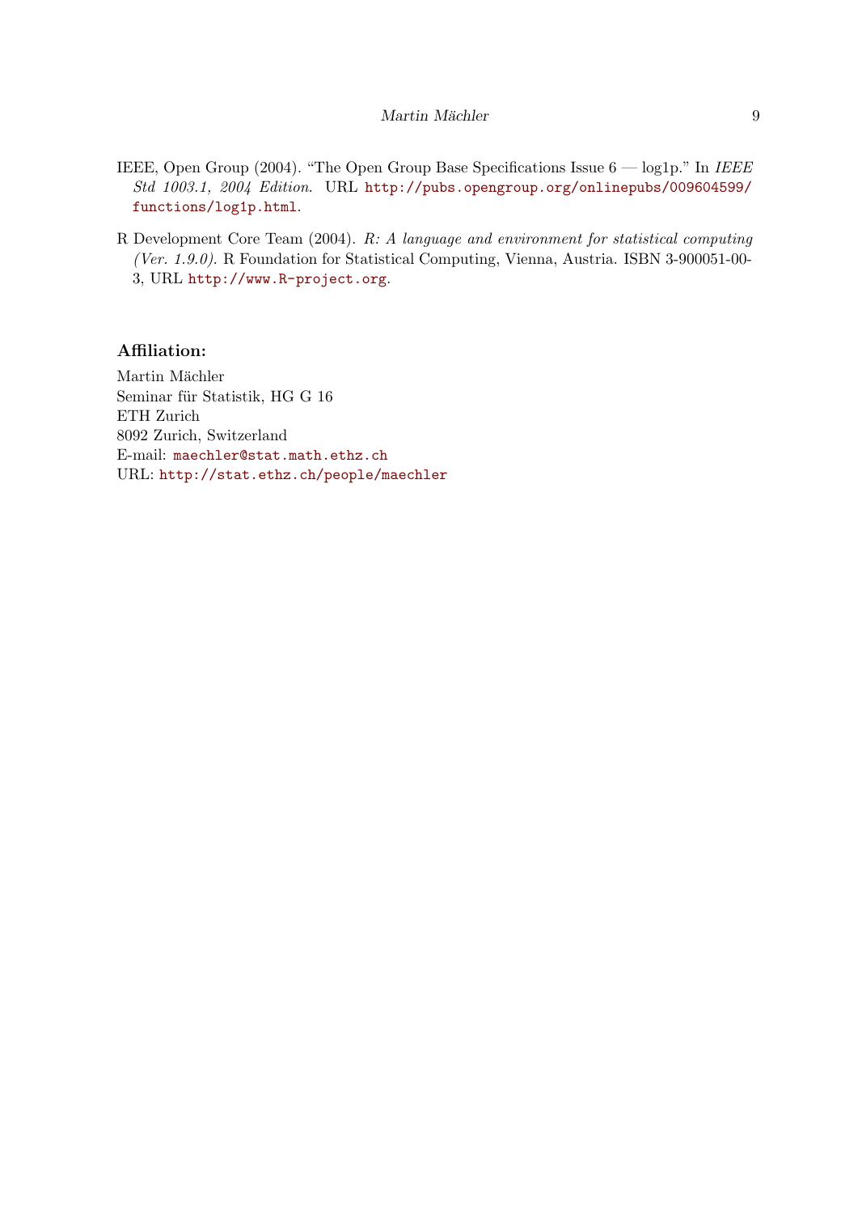IEEE, Open Group (2004). "The Open Group Base Specifications Issue 6 — log1p." In *IEEE Std 1003.1, 2004 Edition*. URL http://pubs.opengroup.org/onlinepubs/009604599/functions/log1p.html.

R Development Core Team (2004). *R: A language and environment for statistical computing (Ver. 1.9.0)*. R Foundation for Statistical Computing, Vienna, Austria. ISBN 3-900051-00-3, URL http://www.R-project.org.

**Affiliation:**

Martin Mächler
Seminar für Statistik, HG G 16
ETH Zurich
8092 Zurich, Switzerland
E-mail: maechler@stat.math.ethz.ch
URL: http://stat.ethz.ch/people/maechler